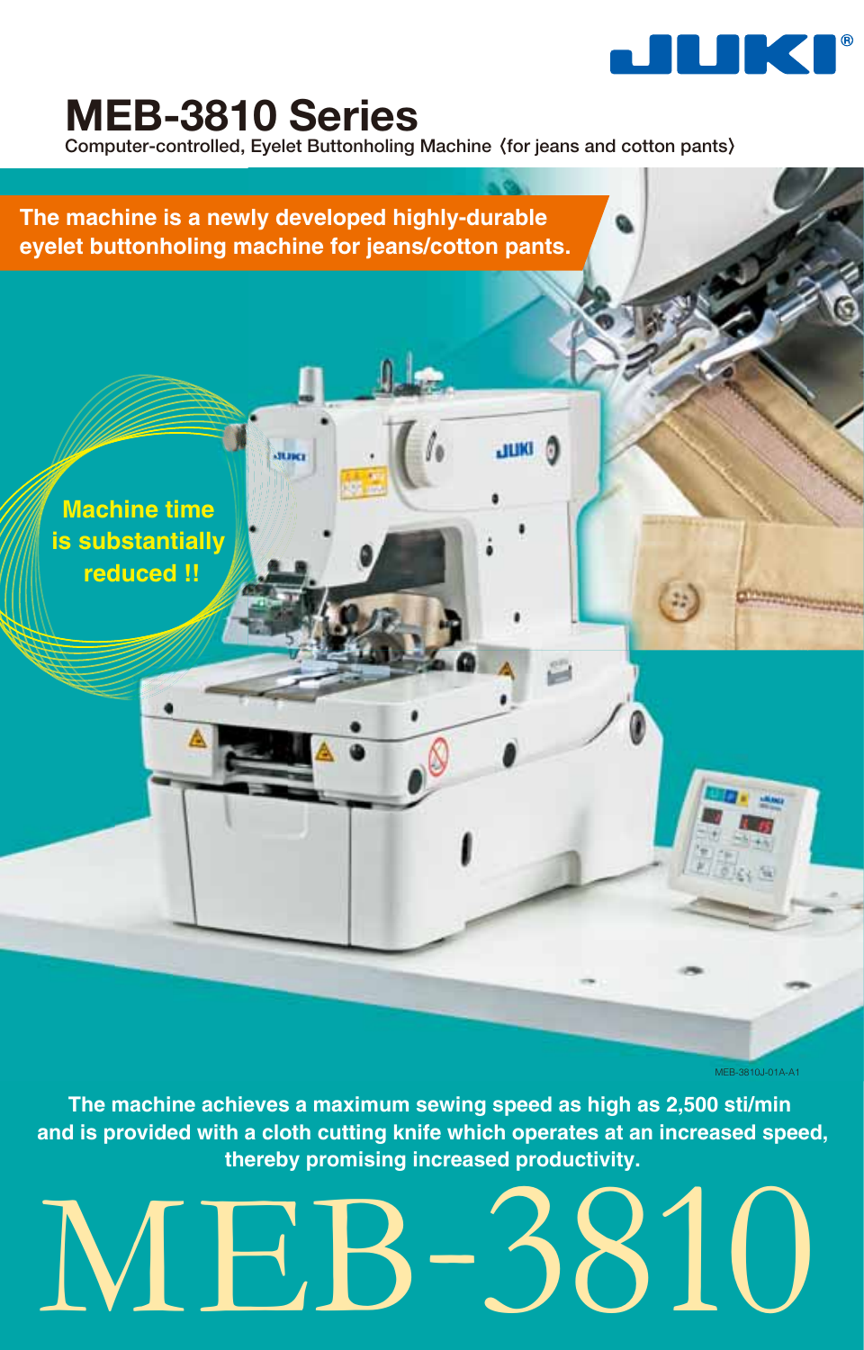# MEB-3810 Series

Computer-controlled, Eyelet Buttonholing Machine 〈for jeans and cotton pants〉

**The machine is a newly developed highly-durable eyelet buttonholing machine for jeans/cotton pants.**

**Machine time is substantially reduced !!**

MEB-3810J-01A-A1

**The machine achieves a maximum sewing speed as high as 2,500 sti/min and is provided with a cloth cutting knife which operates at an increased speed, thereby promising increased productivity.**

# MEB-3810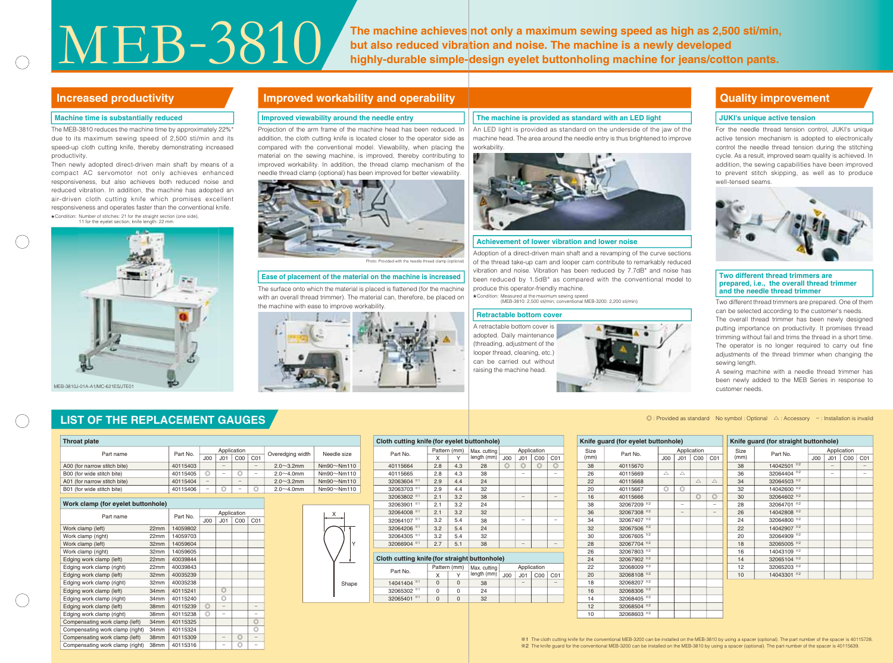# MEB-3810

**The machine achieves not only a maximum sewing speed as high as 2,500 sti/min, but also reduced vibration and noise. The machine is a newly developed highly-durable simple-design eyelet buttonholing machine for jeans/cotton pants.**

## Increased productivity

### Machine time is substantially reduced

The MEB-3810 reduces the machine time by approximately 22%★ due to its maximum sewing speed of 2,500 sti/min and its speed-up cloth cutting knife, thereby demonstrating increased productivity.

Then newly adopted direct-driven main shaft by means of a compact AC servomotor not only achieves enhanced responsiveness, but also achieves both reduced noise and reduced vibration. In addition, the machine has adopted an air-driven cloth cutting knife which promises excellent responsiveness and operates faster than the conventional knife.

★Condition: Number of stitches: 21 for the straight section (one side), 11 for the eyelet section; knife length: 22 mm

MEB-3810J-01A-A1/MC-621ES/JTE01

## Improved workability and operability

### Improved viewability around the needle entry

Projection of the arm frame of the machine head has been reduced. In addition, the cloth cutting knife is located closer to the operator side as compared with the conventional model. Viewability, when placing the material on the sewing machine, is improved, thereby contributing to improved workability. In addition, the thread clamp mechanism of the needle thread clamp (optional) has been improved for better viewability.

Photo: Provided with the needle thread clamp (optional)

### Ease of placement of the material on the machine is increased

The surface onto which the material is placed is flattened (for the machine with an overall thread trimmer). The material can, therefore, be placed on the machine with ease to improve workability.

### The machine is provided as standard with an LED light

An LED light is provided as standard on the underside of the jaw of the machine head. The area around the needle entry is thus brightened to improve workability.

### Achievement of lower vibration and lower noise

Adoption of a direct-driven main shaft and a revamping of the curve sections of the thread take-up cam and looper cam contribute to remarkably reduced vibration and noise. Vibration has been reduced by 7.7dB★ and noise has been reduced by 1.5dB★ as compared with the conventional model to produce this operator-friendly machine.

★Condition: Measured at the maximum sewing speed (MEB-3810: 2,500 sti/min; conventional MEB-3200: 2,200 sti/min)

### Retractable bottom cover

A retractable bottom cover is adopted. Daily maintenance (threading, adjustment of the looper thread, cleaning, etc.) can be carried out without raising the machine head.

## Quality improvement

### JUKI's unique active tension

For the needle thread tension control, JUKI's unique active tension mechanism is adopted to electronically control the needle thread tension during the stitching cycle. As a result, improved seam quality is achieved. In addition, the sewing capabilities have been improved to prevent stitch skipping, as well as to produce well-tensed seams.

### Two different thread trimmers are prepared, i.e., the overall thread trimmer and the needle thread trimmer

Two different thread trimmers are prepared. One of them can be selected according to the customer's needs.

The overall thread trimmer has been newly designed putting importance on productivity. It promises thread trimming without fail and trims the thread in a short time. The operator is no longer required to carry out fine adjustments of the thread trimmer when changing the sewing length.

A sewing machine with a needle thread trimmer has been newly added to the MEB Series in response to customer needs.

## LIST OF THE REPLACEMENT GAUGES

◎ : Provided as standard  No symbol : Optional  △ : Accessory  – : Installation is invalid

**Throat plate**

| Part name | Part No. | Application | | | | Overedging width | Needle size |
|---|---|---|---|---|---|---|---|
| | | J00 | J01 | C00 | C01 | | |
| A00 (for narrow stitch bite) | 40115403 | | – | | – | 2.0〜3.2mm | Nm90〜Nm110 |
| B00 (for wide stitch bite) | 40115405 | ◎ | – | ◎ | – | 2.0〜4.0mm | Nm90〜Nm110 |
| A01 (for narrow stitch bite) | 40115404 | – | | – | | 2.0〜3.2mm | Nm90〜Nm110 |
| B01 (for wide stitch bite) | 40115406 | – | ◎ | – | ◎ | 2.0〜4.0mm | Nm90〜Nm110 |

**Work clamp (for eyelet buttonhole)**

| Part name | | Part No. | Application | | | |
|---|---|---|---|---|---|---|
| | | | J00 | J01 | C00 | C01 |
| Work clamp (left) | 22mm | 14059802 | | | | |
| Work clamp (right) | 22mm | 14059703 | | | | |
| Work clamp (left) | 32mm | 14059604 | | | | |
| Work clamp (right) | 32mm | 14059605 | | | | |
| Edging work clamp (left) | 22mm | 40039844 | | | | |
| Edging work clamp (right) | 22mm | 40039843 | | | | |
| Edging work clamp (left) | 32mm | 40035239 | | | | |
| Edging work clamp (right) | 32mm | 40035238 | | | | |
| Edging work clamp (left) | 34mm | 40115241 | | ◎ | | |
| Edging work clamp (right) | 34mm | 40115240 | | ◎ | | |
| Edging work clamp (left) | 38mm | 40115239 | ◎ | – | | – |
| Edging work clamp (right) | 38mm | 40115238 | ◎ | – | | – |
| Compensating work clamp (left) | 34mm | 40115325 | | | | ◎ |
| Compensating work clamp (right) | 34mm | 40115324 | | | | ◎ |
| Compensating work clamp (left) | 38mm | 40115309 | | – | ◎ | – |
| Compensating work clamp (right) | 38mm | 40115316 | | – | ◎ | – |

Shape (X, Y)

**Cloth cutting knife (for eyelet buttonhole)**

| Part No. | Pattern (mm) | | Max. cutting length (mm) | Application | | | |
|---|---|---|---|---|---|---|---|
| | X | Y | | J00 | J01 | C00 | C01 |
| 40115664 | 2.8 | 4.3 | 28 | ◎ | ◎ | ◎ | ◎ |
| 40115665 | 2.8 | 4.3 | 38 | | – | | – |
| 32063604 ※1 | 2.9 | 4.4 | 24 | | | | |
| 32063703 ※1 | 2.9 | 4.4 | 32 | | | | |
| 32063802 ※1 | 2.1 | 3.2 | 38 | | – | | – |
| 32063901 ※1 | 2.1 | 3.2 | 24 | | | | |
| 32064008 ※1 | 2.1 | 3.2 | 32 | | | | |
| 32064107 ※1 | 3.2 | 5.4 | 38 | | – | | – |
| 32064206 ※1 | 3.2 | 5.4 | 24 | | | | |
| 32064305 ※1 | 3.2 | 5.4 | 32 | | | | |
| 32066904 ※1 | 2.7 | 5.1 | 38 | | – | | – |

**Cloth cutting knife (for straight buttonhole)**

| Part No. | Pattern (mm) | | Max. cutting length (mm) | Application | | | |
|---|---|---|---|---|---|---|---|
| | X | Y | | J00 | J01 | C00 | C01 |
| 14041404 ※1 | 0 | 0 | 38 | | – | | – |
| 32065302 ※1 | 0 | 0 | 24 | | | | |
| 32065401 ※1 | 0 | 0 | 32 | | | | |

**Knife guard (for eyelet buttonhole)**

| Size (mm) | Part No. | Application | | | |
|---|---|---|---|---|---|
| | | J00 | J01 | C00 | C01 |
| 38 | 40115670 | | | | |
| 26 | 40115669 | △ | △ | | |
| 22 | 40115668 | | | △ | △ |
| 20 | 40115667 | ◎ | ◎ | | |
| 16 | 40115666 | | | ◎ | ◎ |
| 38 | 32067209 ※2 | | – | | – |
| 36 | 32067308 ※2 | | – | | – |
| 34 | 32067407 ※2 | | | | |
| 32 | 32067506 ※2 | | | | |
| 30 | 32067605 ※2 | | | | |
| 28 | 32067704 ※2 | | | | |
| 26 | 32067803 ※2 | | | | |
| 24 | 32067902 ※2 | | | | |
| 22 | 32068009 ※2 | | | | |
| 20 | 32068108 ※2 | | | | |
| 18 | 32068207 ※2 | | | | |
| 16 | 32068306 ※2 | | | | |
| 14 | 32068405 ※2 | | | | |
| 12 | 32068504 ※2 | | | | |
| 10 | 32068603 ※2 | | | | |

**Knife guard (for straight buttonhole)**

| Size (mm) | Part No. | Application | | | |
|---|---|---|---|---|---|
| | | J00 | J01 | C00 | C01 |
| 38 | 14042501 ※2 | | – | | – |
| 36 | 32064404 ※2 | | – | | – |
| 34 | 32064503 ※2 | | | | |
| 32 | 14042600 ※2 | | | | |
| 30 | 32064602 ※2 | | | | |
| 28 | 32064701 ※2 | | | | |
| 26 | 14042808 ※2 | | | | |
| 24 | 32064800 ※2 | | | | |
| 22 | 14042907 ※2 | | | | |
| 20 | 32064909 ※2 | | | | |
| 18 | 32065005 ※2 | | | | |
| 16 | 14043109 ※2 | | | | |
| 14 | 32065104 ※2 | | | | |
| 12 | 32065203 ※2 | | | | |
| 10 | 14043301 ※2 | | | | |

※1 The cloth cutting knife for the conventional MEB-3200 can be installed on the MEB-3810 by using a spacer (optional). The part number of the spacer is 40115728.
※2 The knife guard for the conventional MEB-3200 can be installed on the MEB-3810 by using a spacer (optional). The part number of the spacer is 40115639.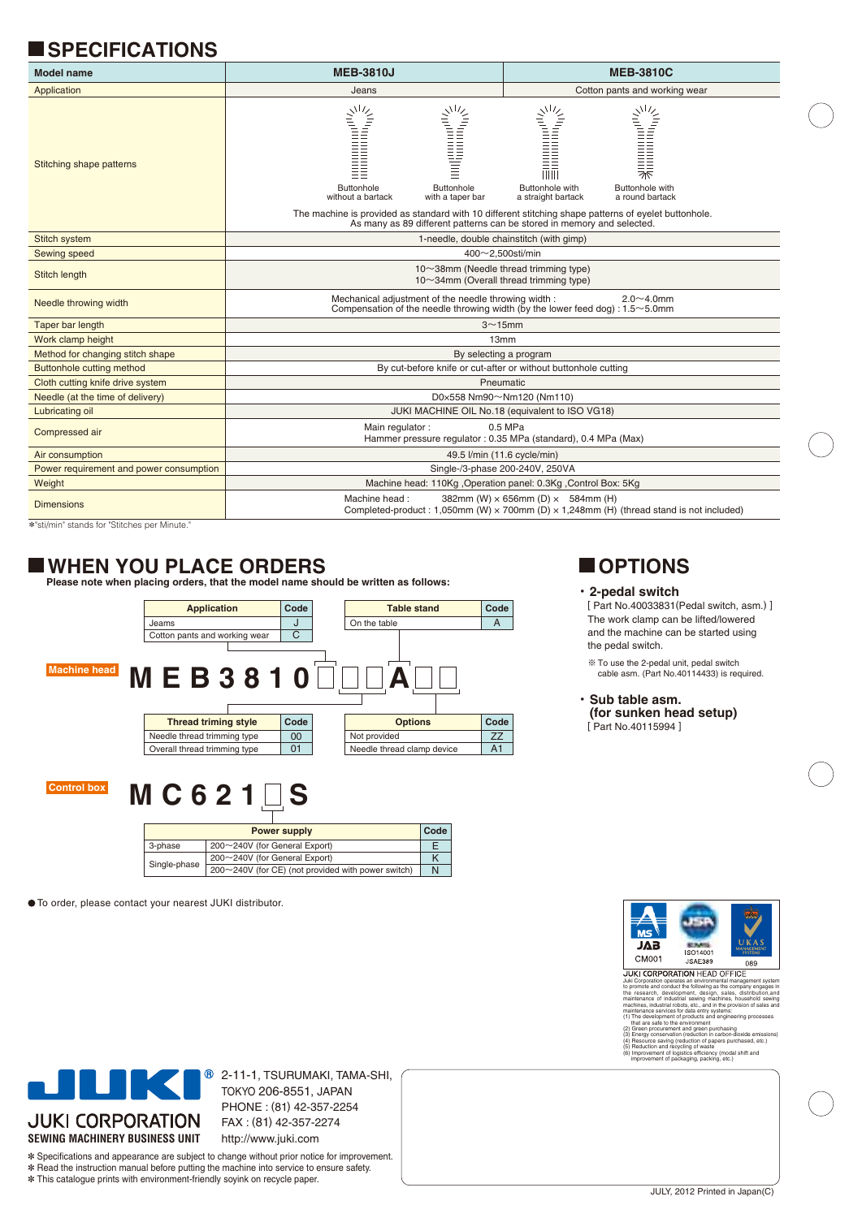# SPECIFICATIONS

| Model name | MEB-3810J | MEB-3810C |
|---|---|---|
| Application | Jeans | Cotton pants and working wear |
| Stitching shape patterns | Buttonhole without a bartack / Buttonhole with a taper bar / Buttonhole with a straight bartack / Buttonhole with a round bartack<br>The machine is provided as standard with 10 different stitching shape patterns of eyelet buttonhole. As many as 89 different patterns can be stored in memory and selected. | |
| Stitch system | 1-needle, double chainstitch (with gimp) | |
| Sewing speed | 400～2,500sti/min | |
| Stitch length | 10～38mm (Needle thread trimming type)<br>10～34mm (Overall thread trimming type) | |
| Needle throwing width | Mechanical adjustment of the needle throwing width : 2.0～4.0mm<br>Compensation of the needle throwing width (by the lower feed dog) : 1.5～5.0mm | |
| Taper bar length | 3～15mm | |
| Work clamp height | 13mm | |
| Method for changing stitch shape | By selecting a program | |
| Buttonhole cutting method | By cut-before knife or cut-after or without buttonhole cutting | |
| Cloth cutting knife drive system | Pneumatic | |
| Needle (at the time of delivery) | D0x558 Nm90～Nm120 (Nm110) | |
| Lubricating oil | JUKI MACHINE OIL No.18 (equivalent to ISO VG18) | |
| Compressed air | Main regulator : 0.5 MPa<br>Hammer pressure regulator : 0.35 MPa (standard), 0.4 MPa (Max) | |
| Air consumption | 49.5 l/min (11.6 cycle/min) | |
| Power requirement and power consumption | Single-/3-phase 200-240V, 250VA | |
| Weight | Machine head: 110Kg ,Operation panel: 0.3Kg ,Control Box: 5Kg | |
| Dimensions | Machine head : 382mm (W) × 656mm (D) × 584mm (H)<br>Completed-product : 1,050mm (W) × 700mm (D) × 1,248mm (H) (thread stand is not included) | |

✻"sti/min" stands for "Stitches per Minute."

# WHEN YOU PLACE ORDERS

**Please note when placing orders, that the model name should be written as follows:**

**Machine head** MEB3810□ □□A□□

| Application | Code |
|---|---|
| Jeams | J |
| Cotton pants and working wear | C |

| Table stand | Code |
|---|---|
| On the table | A |

| Thread triming style | Code |
|---|---|
| Needle thread trimming type | 00 |
| Overall thread trimming type | 01 |

| Options | Code |
|---|---|
| Not provided | ZZ |
| Needle thread clamp device | A1 |

**Control box** MC621□S

| Power supply | | Code |
|---|---|---|
| 3-phase | 200～240V (for General Export) | E |
| Single-phase | 200～240V (for General Export) | K |
| | 200～240V (for CE) (not provided with power switch) | N |

● To order, please contact your nearest JUKI distributor.

# OPTIONS

- **2-pedal switch**
  [ Part No.40033831(Pedal switch, asm.) ]
  The work clamp can be lifted/lowered and the machine can be started using the pedal switch.
  ※ To use the 2-pedal unit, pedal switch cable asm. (Part No.40114433) is required.

- **Sub table asm. (for sunken head setup)**
  [ Part No.40115994 ]

JAB CM001 | ISO14001 JSAE389 | UKAS 089

JUKI CORPORATION HEAD OFFICE
Juki Corporation operates an environmental management system to promote and conduct the following as the company engages in the research, development, design, sales, distribution,and maintenance of industrial sewing machines, household sewing machines, industrial robots, etc., and in the provision of sales and maintenance services for data entry systems:
(1) The development of products and engineering processes that are safe to the environment
(2) Green procurement and green purchasing
(3) Energy conservation (reduction in carbon-dioxide emissions)
(4) Resource saving (reduction of papers purchased, etc.)
(5) Reduction and recycling of waste
(6) Improvement of logistics efficiency (modal shift and improvement of packaging, packing, etc.)

JUKI CORPORATION
SEWING MACHINERY BUSINESS UNIT
2-11-1, TSURUMAKI, TAMA-SHI, TOKYO 206-8551, JAPAN
PHONE : (81) 42-357-2254
FAX : (81) 42-357-2274
http://www.juki.com

✻ Specifications and appearance are subject to change without prior notice for improvement.
✻ Read the instruction manual before putting the machine into service to ensure safety.
✻ This catalogue prints with environment-friendly soyink on recycle paper.

JULY, 2012 Printed in Japan(C)